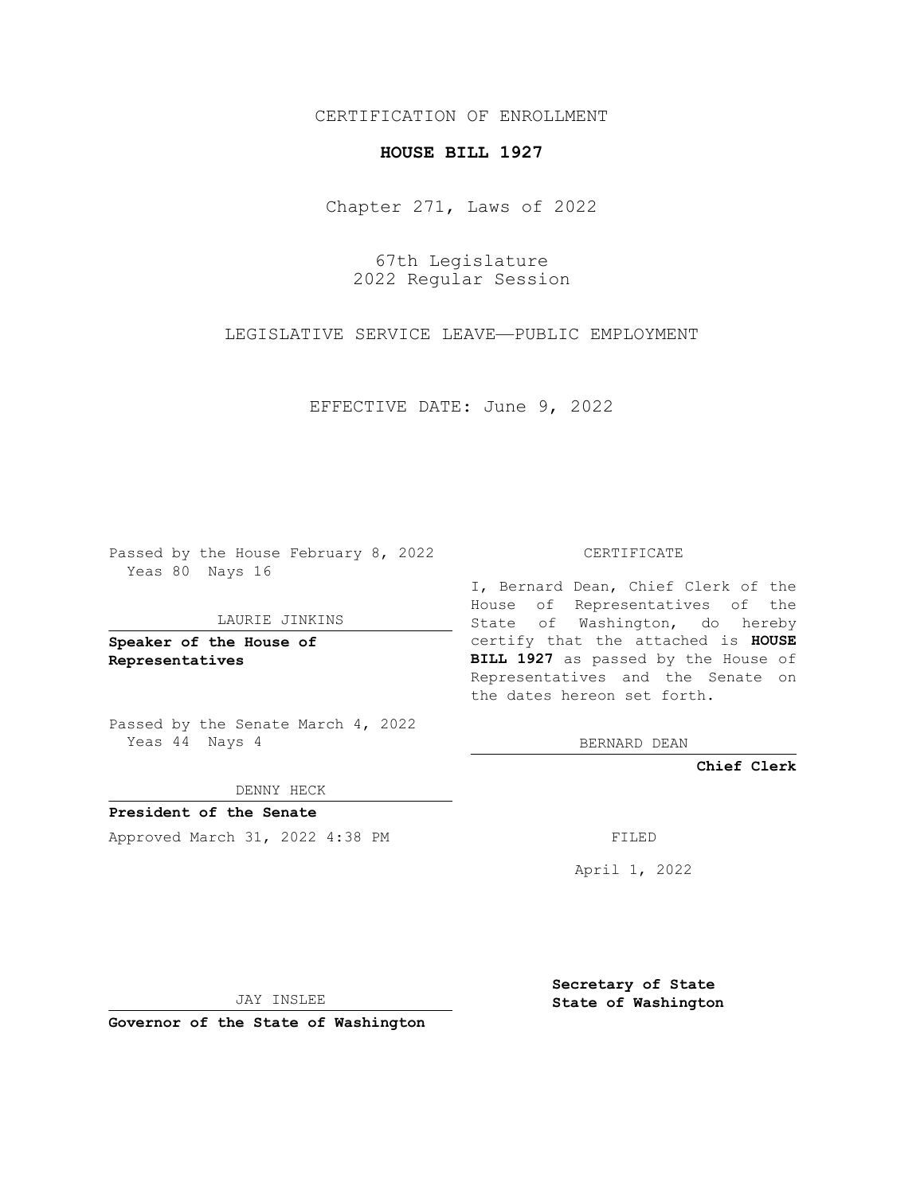CERTIFICATION OF ENROLLMENT

**HOUSE BILL 1927**

Chapter 271, Laws of 2022

67th Legislature
2022 Regular Session

LEGISLATIVE SERVICE LEAVE—PUBLIC EMPLOYMENT

EFFECTIVE DATE: June 9, 2022

Passed by the House February 8, 2022
Yeas 80 Nays 16

LAURIE JINKINS

**Speaker of the House of Representatives**

Passed by the Senate March 4, 2022
Yeas 44 Nays 4

DENNY HECK

**President of the Senate**

Approved March 31, 2022 4:38 PM

JAY INSLEE

**Governor of the State of Washington**

CERTIFICATE

I, Bernard Dean, Chief Clerk of the House of Representatives of the State of Washington, do hereby certify that the attached is **HOUSE BILL 1927** as passed by the House of Representatives and the Senate on the dates hereon set forth.

BERNARD DEAN

**Chief Clerk**

FILED

April 1, 2022

**Secretary of State**
**State of Washington**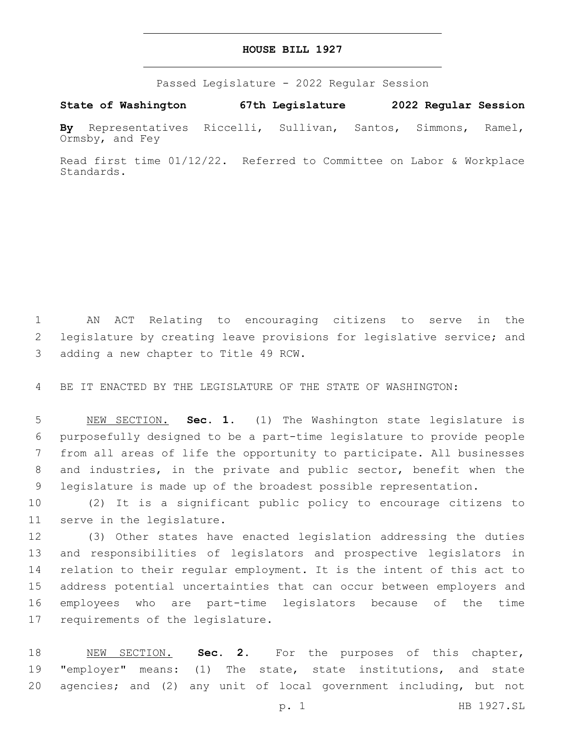# HOUSE BILL 1927

Passed Legislature - 2022 Regular Session

**State of Washington 67th Legislature 2022 Regular Session**

**By** Representatives Riccelli, Sullivan, Santos, Simmons, Ramel, Ormsby, and Fey

Read first time 01/12/22. Referred to Committee on Labor & Workplace Standards.

1 AN ACT Relating to encouraging citizens to serve in the 2 legislature by creating leave provisions for legislative service; and 3 adding a new chapter to Title 49 RCW.

4 BE IT ENACTED BY THE LEGISLATURE OF THE STATE OF WASHINGTON:

5 NEW SECTION. **Sec. 1.** (1) The Washington state legislature is 6 purposefully designed to be a part-time legislature to provide people 7 from all areas of life the opportunity to participate. All businesses 8 and industries, in the private and public sector, benefit when the 9 legislature is made up of the broadest possible representation.

10 (2) It is a significant public policy to encourage citizens to 11 serve in the legislature.

12 (3) Other states have enacted legislation addressing the duties 13 and responsibilities of legislators and prospective legislators in 14 relation to their regular employment. It is the intent of this act to 15 address potential uncertainties that can occur between employers and 16 employees who are part-time legislators because of the time 17 requirements of the legislature.

18 NEW SECTION. **Sec. 2.** For the purposes of this chapter, 19 "employer" means: (1) The state, state institutions, and state 20 agencies; and (2) any unit of local government including, but not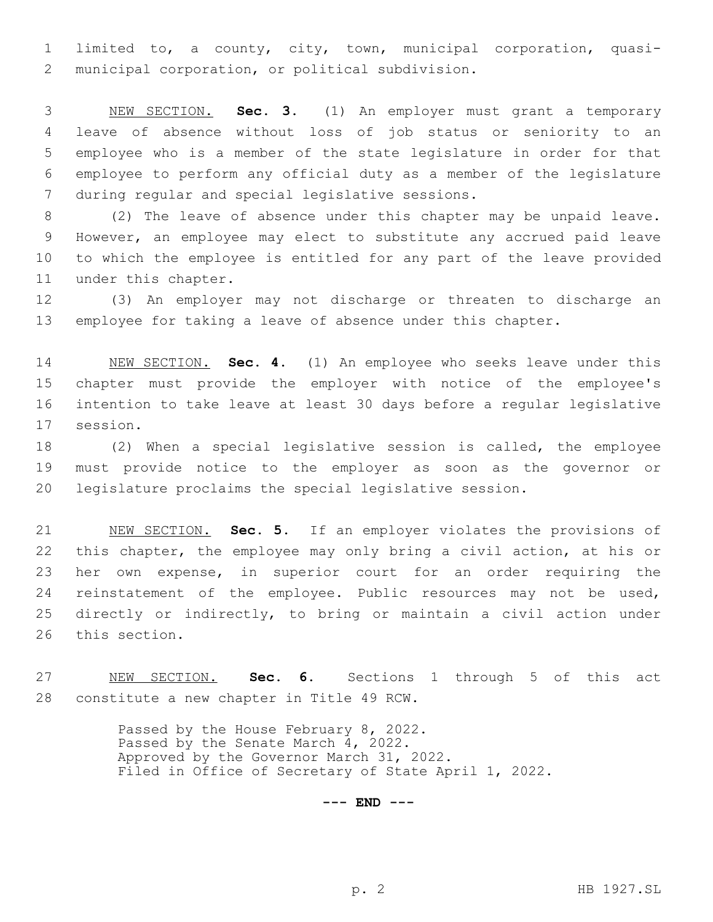limited to, a county, city, town, municipal corporation, quasi-municipal corporation, or political subdivision.

NEW SECTION. **Sec. 3.** (1) An employer must grant a temporary leave of absence without loss of job status or seniority to an employee who is a member of the state legislature in order for that employee to perform any official duty as a member of the legislature during regular and special legislative sessions.

(2) The leave of absence under this chapter may be unpaid leave. However, an employee may elect to substitute any accrued paid leave to which the employee is entitled for any part of the leave provided under this chapter.

(3) An employer may not discharge or threaten to discharge an employee for taking a leave of absence under this chapter.

NEW SECTION. **Sec. 4.** (1) An employee who seeks leave under this chapter must provide the employer with notice of the employee's intention to take leave at least 30 days before a regular legislative session.

(2) When a special legislative session is called, the employee must provide notice to the employer as soon as the governor or legislature proclaims the special legislative session.

NEW SECTION. **Sec. 5.** If an employer violates the provisions of this chapter, the employee may only bring a civil action, at his or her own expense, in superior court for an order requiring the reinstatement of the employee. Public resources may not be used, directly or indirectly, to bring or maintain a civil action under this section.

NEW SECTION. **Sec. 6.** Sections 1 through 5 of this act constitute a new chapter in Title 49 RCW.

Passed by the House February 8, 2022.
Passed by the Senate March 4, 2022.
Approved by the Governor March 31, 2022.
Filed in Office of Secretary of State April 1, 2022.

**--- END ---**